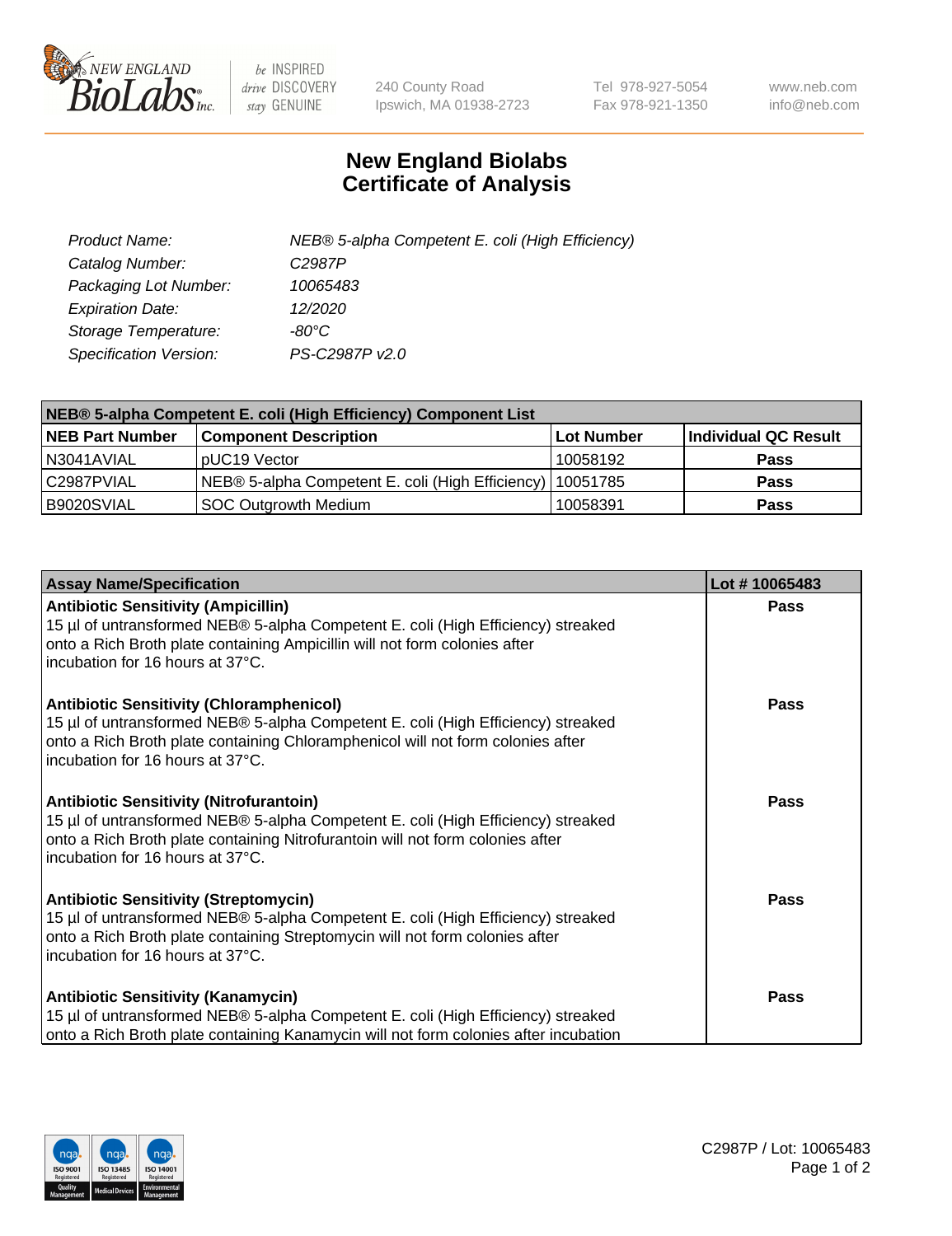240 County Road
Ipswich, MA 01938-2723

Tel 978-927-5054
Fax 978-921-1350

www.neb.com
info@neb.com

# New England Biolabs
# Certificate of Analysis

| | |
|---|---|
| *Product Name:* | *NEB® 5-alpha Competent E. coli (High Efficiency)* |
| *Catalog Number:* | *C2987P* |
| *Packaging Lot Number:* | *10065483* |
| *Expiration Date:* | *12/2020* |
| *Storage Temperature:* | *-80°C* |
| *Specification Version:* | *PS-C2987P v2.0* |

| **NEB® 5-alpha Competent E. coli (High Efficiency) Component List** | | | |
|---|---|---|---|
| **NEB Part Number** | **Component Description** | **Lot Number** | **Individual QC Result** |
| N3041AVIAL | pUC19 Vector | 10058192 | **Pass** |
| C2987PVIAL | NEB® 5-alpha Competent E. coli (High Efficiency) | 10051785 | **Pass** |
| B9020SVIAL | SOC Outgrowth Medium | 10058391 | **Pass** |

| **Assay Name/Specification** | **Lot # 10065483** |
|---|---|
| **Antibiotic Sensitivity (Ampicillin)** 15 µl of untransformed NEB® 5-alpha Competent E. coli (High Efficiency) streaked onto a Rich Broth plate containing Ampicillin will not form colonies after incubation for 16 hours at 37°C. | **Pass** |
| **Antibiotic Sensitivity (Chloramphenicol)** 15 µl of untransformed NEB® 5-alpha Competent E. coli (High Efficiency) streaked onto a Rich Broth plate containing Chloramphenicol will not form colonies after incubation for 16 hours at 37°C. | **Pass** |
| **Antibiotic Sensitivity (Nitrofurantoin)** 15 µl of untransformed NEB® 5-alpha Competent E. coli (High Efficiency) streaked onto a Rich Broth plate containing Nitrofurantoin will not form colonies after incubation for 16 hours at 37°C. | **Pass** |
| **Antibiotic Sensitivity (Streptomycin)** 15 µl of untransformed NEB® 5-alpha Competent E. coli (High Efficiency) streaked onto a Rich Broth plate containing Streptomycin will not form colonies after incubation for 16 hours at 37°C. | **Pass** |
| **Antibiotic Sensitivity (Kanamycin)** 15 µl of untransformed NEB® 5-alpha Competent E. coli (High Efficiency) streaked onto a Rich Broth plate containing Kanamycin will not form colonies after incubation | **Pass** |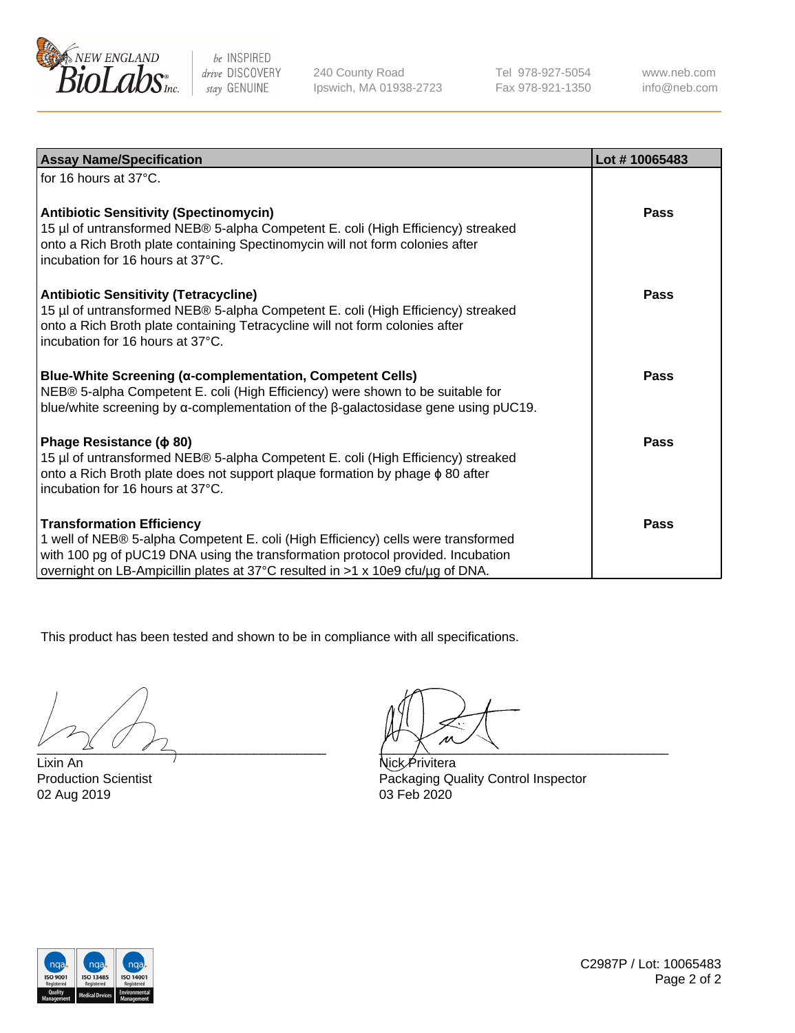| Assay Name/Specification | Lot # 10065483 |
| --- | --- |
| for 16 hours at 37°C. | |
| **Antibiotic Sensitivity (Spectinomycin)**<br>15 µl of untransformed NEB® 5-alpha Competent E. coli (High Efficiency) streaked onto a Rich Broth plate containing Spectinomycin will not form colonies after incubation for 16 hours at 37°C. | Pass |
| **Antibiotic Sensitivity (Tetracycline)**<br>15 µl of untransformed NEB® 5-alpha Competent E. coli (High Efficiency) streaked onto a Rich Broth plate containing Tetracycline will not form colonies after incubation for 16 hours at 37°C. | Pass |
| **Blue-White Screening (α-complementation, Competent Cells)**<br>NEB® 5-alpha Competent E. coli (High Efficiency) were shown to be suitable for blue/white screening by α-complementation of the β-galactosidase gene using pUC19. | Pass |
| **Phage Resistance (ϕ 80)**<br>15 µl of untransformed NEB® 5-alpha Competent E. coli (High Efficiency) streaked onto a Rich Broth plate does not support plaque formation by phage ϕ 80 after incubation for 16 hours at 37°C. | Pass |
| **Transformation Efficiency**<br>1 well of NEB® 5-alpha Competent E. coli (High Efficiency) cells were transformed with 100 pg of pUC19 DNA using the transformation protocol provided. Incubation overnight on LB-Ampicillin plates at 37°C resulted in >1 x 10e9 cfu/µg of DNA. | Pass |

This product has been tested and shown to be in compliance with all specifications.

Lixin An
Production Scientist
02 Aug 2019

Nick Privitera
Packaging Quality Control Inspector
03 Feb 2020

C2987P / Lot: 10065483